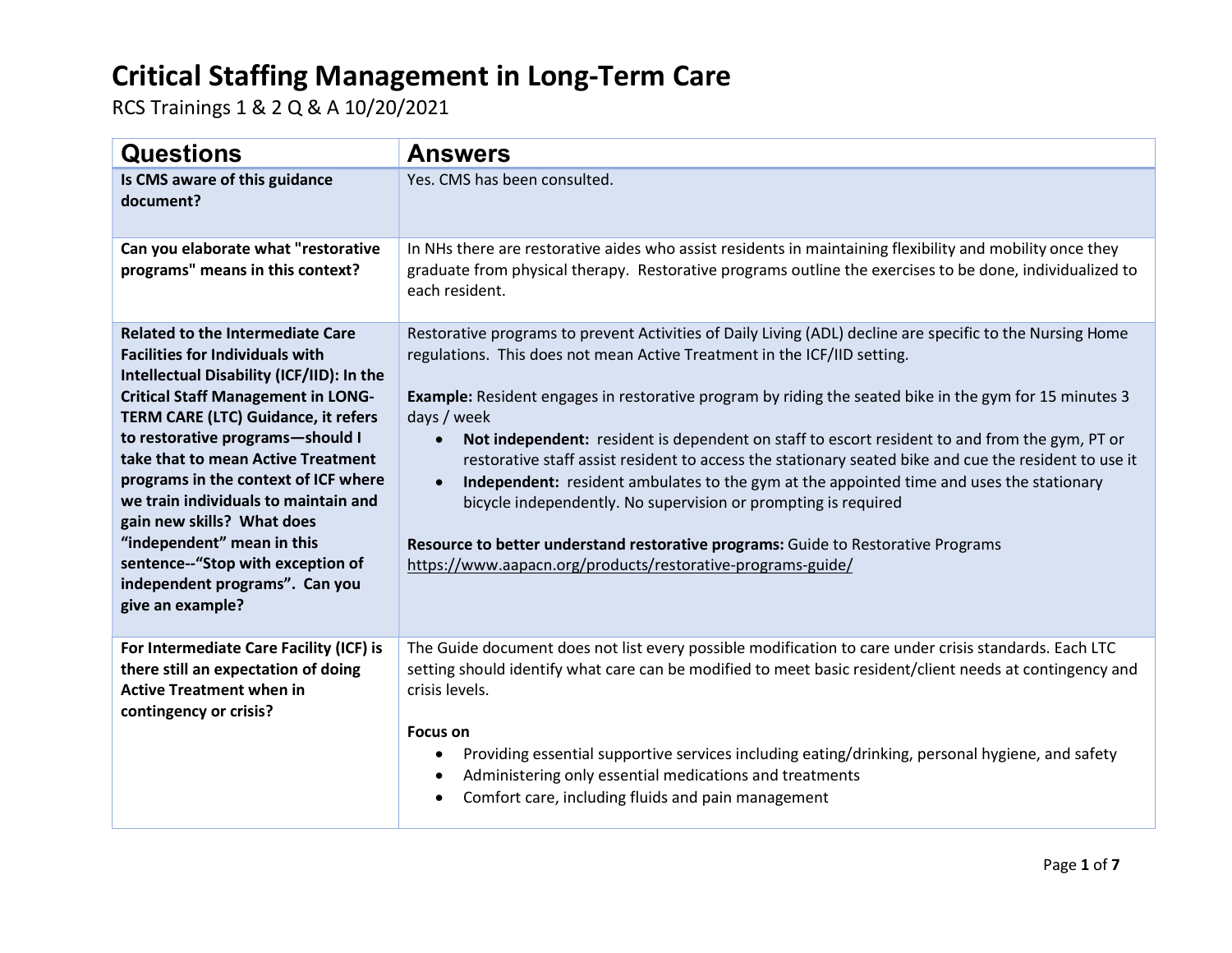# Critical Staffing Management in Long-Term Care

RCS Trainings 1 & 2 Q & A 10/20/2021

| Questions | Answers |
|---|---|
| **Is CMS aware of this guidance document?** | Yes. CMS has been consulted. |
| **Can you elaborate what "restorative programs" means in this context?** | In NHs there are restorative aides who assist residents in maintaining flexibility and mobility once they graduate from physical therapy. Restorative programs outline the exercises to be done, individualized to each resident. |
| **Related to the Intermediate Care Facilities for Individuals with Intellectual Disability (ICF/IID): In the Critical Staff Management in LONG-TERM CARE (LTC) Guidance, it refers to restorative programs—should I take that to mean Active Treatment programs in the context of ICF where we train individuals to maintain and gain new skills? What does "independent" mean in this sentence--"Stop with exception of independent programs". Can you give an example?** | Restorative programs to prevent Activities of Daily Living (ADL) decline are specific to the Nursing Home regulations. This does not mean Active Treatment in the ICF/IID setting.<br><br>**Example:** Resident engages in restorative program by riding the seated bike in the gym for 15 minutes 3 days / week<br>• **Not independent:** resident is dependent on staff to escort resident to and from the gym, PT or restorative staff assist resident to access the stationary seated bike and cue the resident to use it<br>• **Independent:** resident ambulates to the gym at the appointed time and uses the stationary bicycle independently. No supervision or prompting is required<br><br>**Resource to better understand restorative programs:** Guide to Restorative Programs https://www.aapacn.org/products/restorative-programs-guide/ |
| **For Intermediate Care Facility (ICF) is there still an expectation of doing Active Treatment when in contingency or crisis?** | The Guide document does not list every possible modification to care under crisis standards. Each LTC setting should identify what care can be modified to meet basic resident/client needs at contingency and crisis levels.<br><br>**Focus on**<br>• Providing essential supportive services including eating/drinking, personal hygiene, and safety<br>• Administering only essential medications and treatments<br>• Comfort care, including fluids and pain management |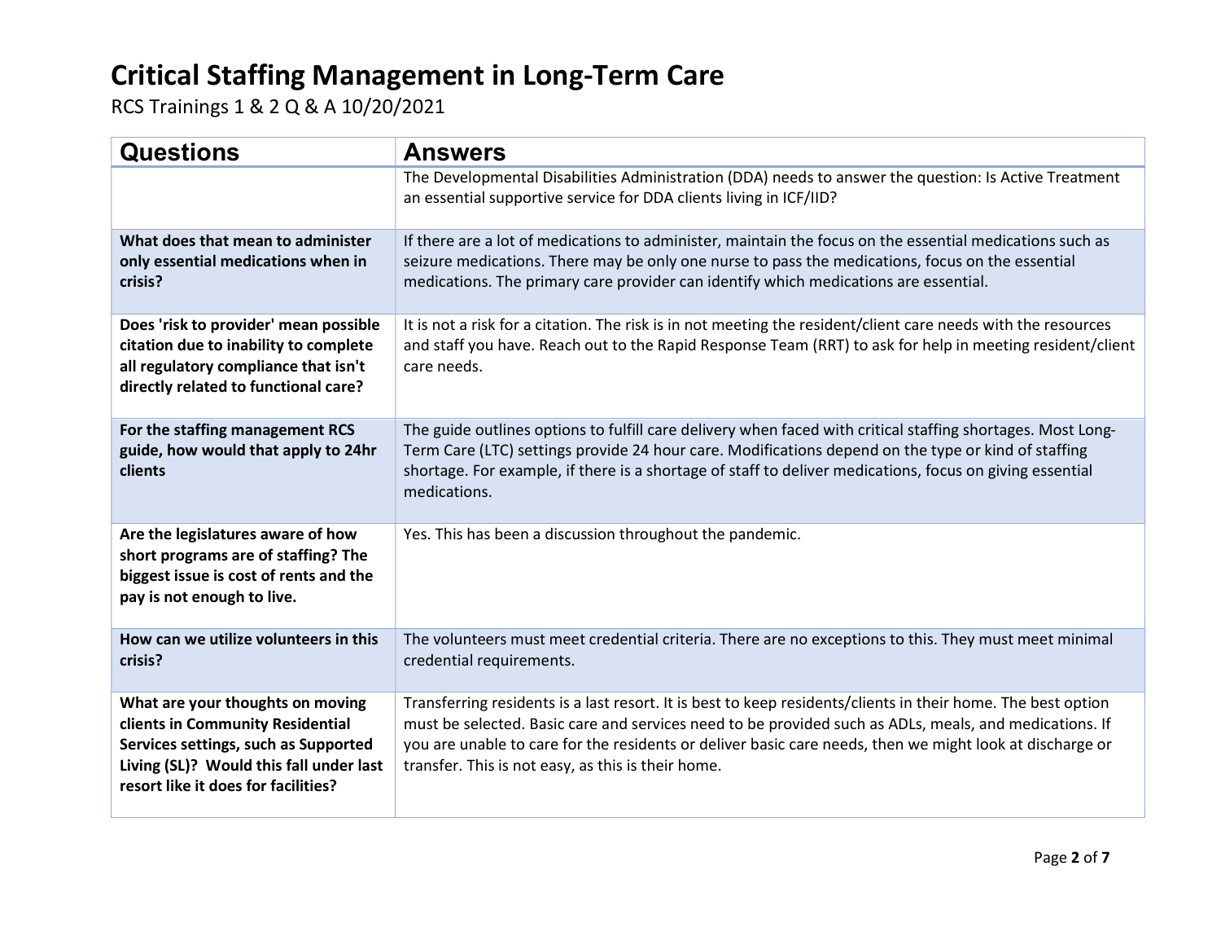# Critical Staffing Management in Long-Term Care

RCS Trainings 1 & 2 Q & A 10/20/2021

| Questions | Answers |
|---|---|
| | The Developmental Disabilities Administration (DDA) needs to answer the question: Is Active Treatment an essential supportive service for DDA clients living in ICF/IID? |
| **What does that mean to administer only essential medications when in crisis?** | If there are a lot of medications to administer, maintain the focus on the essential medications such as seizure medications. There may be only one nurse to pass the medications, focus on the essential medications. The primary care provider can identify which medications are essential. |
| **Does 'risk to provider' mean possible citation due to inability to complete all regulatory compliance that isn't directly related to functional care?** | It is not a risk for a citation. The risk is in not meeting the resident/client care needs with the resources and staff you have. Reach out to the Rapid Response Team (RRT) to ask for help in meeting resident/client care needs. |
| **For the staffing management RCS guide, how would that apply to 24hr clients** | The guide outlines options to fulfill care delivery when faced with critical staffing shortages. Most Long-Term Care (LTC) settings provide 24 hour care. Modifications depend on the type or kind of staffing shortage. For example, if there is a shortage of staff to deliver medications, focus on giving essential medications. |
| **Are the legislatures aware of how short programs are of staffing? The biggest issue is cost of rents and the pay is not enough to live.** | Yes. This has been a discussion throughout the pandemic. |
| **How can we utilize volunteers in this crisis?** | The volunteers must meet credential criteria. There are no exceptions to this. They must meet minimal credential requirements. |
| **What are your thoughts on moving clients in Community Residential Services settings, such as Supported Living (SL)? Would this fall under last resort like it does for facilities?** | Transferring residents is a last resort. It is best to keep residents/clients in their home. The best option must be selected. Basic care and services need to be provided such as ADLs, meals, and medications. If you are unable to care for the residents or deliver basic care needs, then we might look at discharge or transfer. This is not easy, as this is their home. |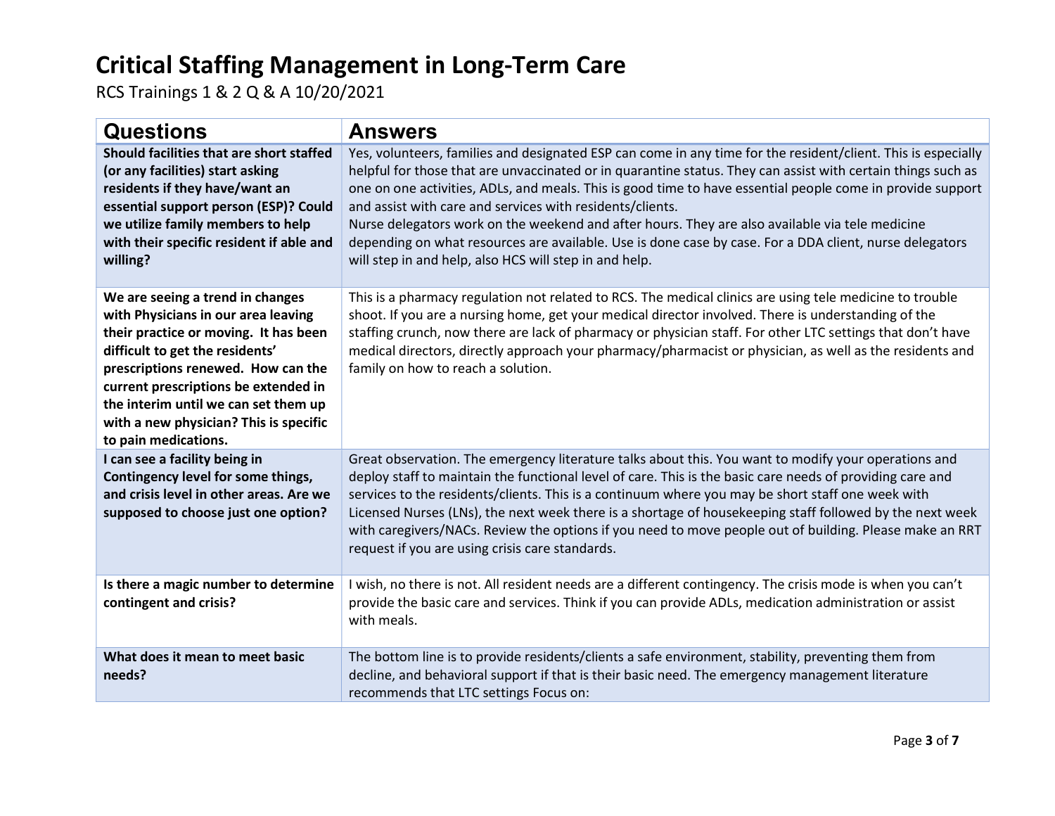# Critical Staffing Management in Long-Term Care

RCS Trainings 1 & 2 Q & A 10/20/2021

| Questions | Answers |
|---|---|
| **Should facilities that are short staffed (or any facilities) start asking residents if they have/want an essential support person (ESP)? Could we utilize family members to help with their specific resident if able and willing?** | Yes, volunteers, families and designated ESP can come in any time for the resident/client. This is especially helpful for those that are unvaccinated or in quarantine status. They can assist with certain things such as one on one activities, ADLs, and meals. This is good time to have essential people come in provide support and assist with care and services with residents/clients.<br>Nurse delegators work on the weekend and after hours. They are also available via tele medicine depending on what resources are available. Use is done case by case. For a DDA client, nurse delegators will step in and help, also HCS will step in and help. |
| **We are seeing a trend in changes with Physicians in our area leaving their practice or moving. It has been difficult to get the residents' prescriptions renewed. How can the current prescriptions be extended in the interim until we can set them up with a new physician? This is specific to pain medications.** | This is a pharmacy regulation not related to RCS. The medical clinics are using tele medicine to trouble shoot. If you are a nursing home, get your medical director involved. There is understanding of the staffing crunch, now there are lack of pharmacy or physician staff. For other LTC settings that don't have medical directors, directly approach your pharmacy/pharmacist or physician, as well as the residents and family on how to reach a solution. |
| **I can see a facility being in Contingency level for some things, and crisis level in other areas. Are we supposed to choose just one option?** | Great observation. The emergency literature talks about this. You want to modify your operations and deploy staff to maintain the functional level of care. This is the basic care needs of providing care and services to the residents/clients. This is a continuum where you may be short staff one week with Licensed Nurses (LNs), the next week there is a shortage of housekeeping staff followed by the next week with caregivers/NACs. Review the options if you need to move people out of building. Please make an RRT request if you are using crisis care standards. |
| **Is there a magic number to determine contingent and crisis?** | I wish, no there is not. All resident needs are a different contingency. The crisis mode is when you can't provide the basic care and services. Think if you can provide ADLs, medication administration or assist with meals. |
| **What does it mean to meet basic needs?** | The bottom line is to provide residents/clients a safe environment, stability, preventing them from decline, and behavioral support if that is their basic need. The emergency management literature recommends that LTC settings Focus on: |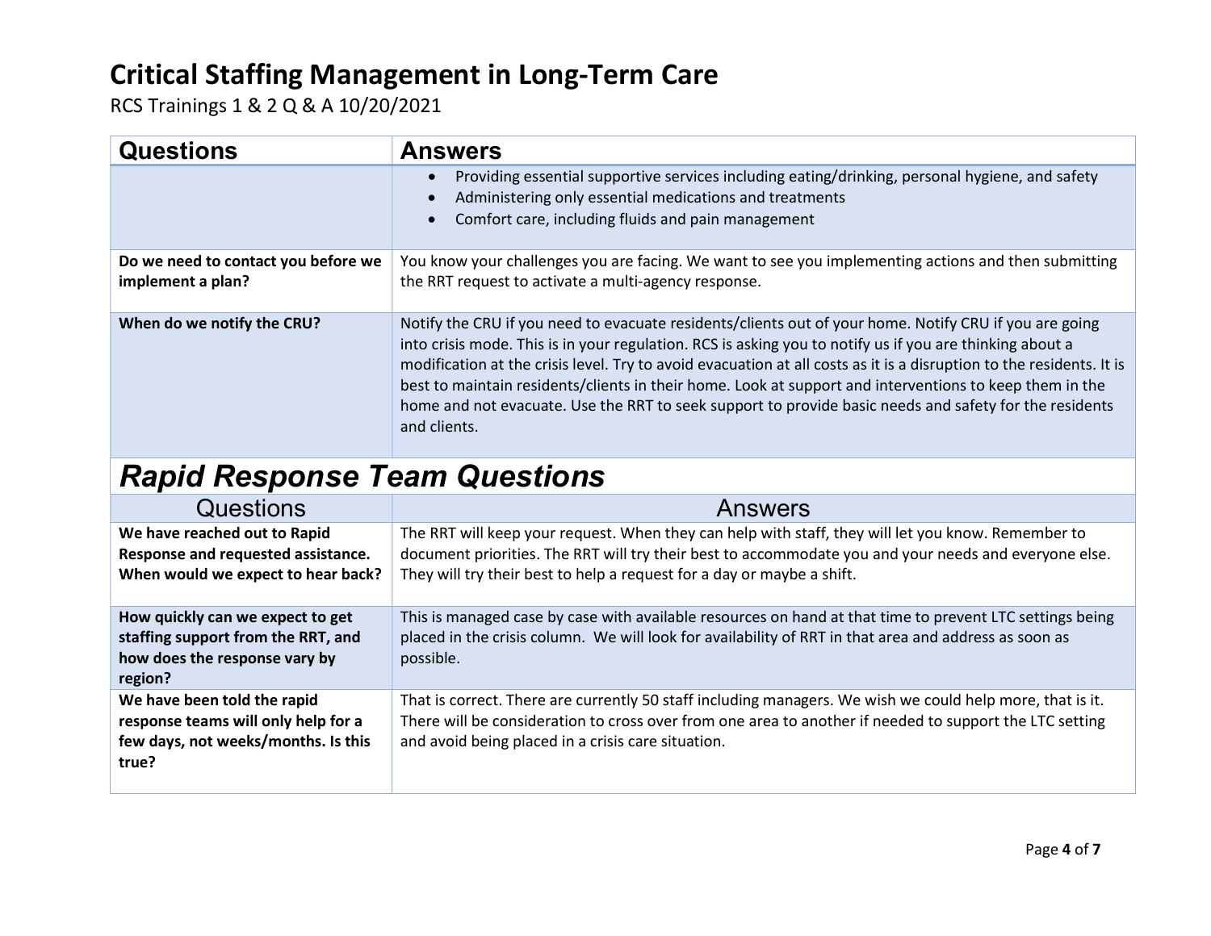# Critical Staffing Management in Long-Term Care

RCS Trainings 1 & 2 Q & A 10/20/2021

| Questions | Answers |
| --- | --- |
| | • Providing essential supportive services including eating/drinking, personal hygiene, and safety<br>• Administering only essential medications and treatments<br>• Comfort care, including fluids and pain management |
| **Do we need to contact you before we implement a plan?** | You know your challenges you are facing. We want to see you implementing actions and then submitting the RRT request to activate a multi-agency response. |
| **When do we notify the CRU?** | Notify the CRU if you need to evacuate residents/clients out of your home. Notify CRU if you are going into crisis mode. This is in your regulation. RCS is asking you to notify us if you are thinking about a modification at the crisis level. Try to avoid evacuation at all costs as it is a disruption to the residents. It is best to maintain residents/clients in their home. Look at support and interventions to keep them in the home and not evacuate. Use the RRT to seek support to provide basic needs and safety for the residents and clients. |

## *Rapid Response Team Questions*

| Questions | Answers |
| --- | --- |
| **We have reached out to Rapid Response and requested assistance. When would we expect to hear back?** | The RRT will keep your request. When they can help with staff, they will let you know. Remember to document priorities. The RRT will try their best to accommodate you and your needs and everyone else. They will try their best to help a request for a day or maybe a shift. |
| **How quickly can we expect to get staffing support from the RRT, and how does the response vary by region?** | This is managed case by case with available resources on hand at that time to prevent LTC settings being placed in the crisis column. We will look for availability of RRT in that area and address as soon as possible. |
| **We have been told the rapid response teams will only help for a few days, not weeks/months. Is this true?** | That is correct. There are currently 50 staff including managers. We wish we could help more, that is it. There will be consideration to cross over from one area to another if needed to support the LTC setting and avoid being placed in a crisis care situation. |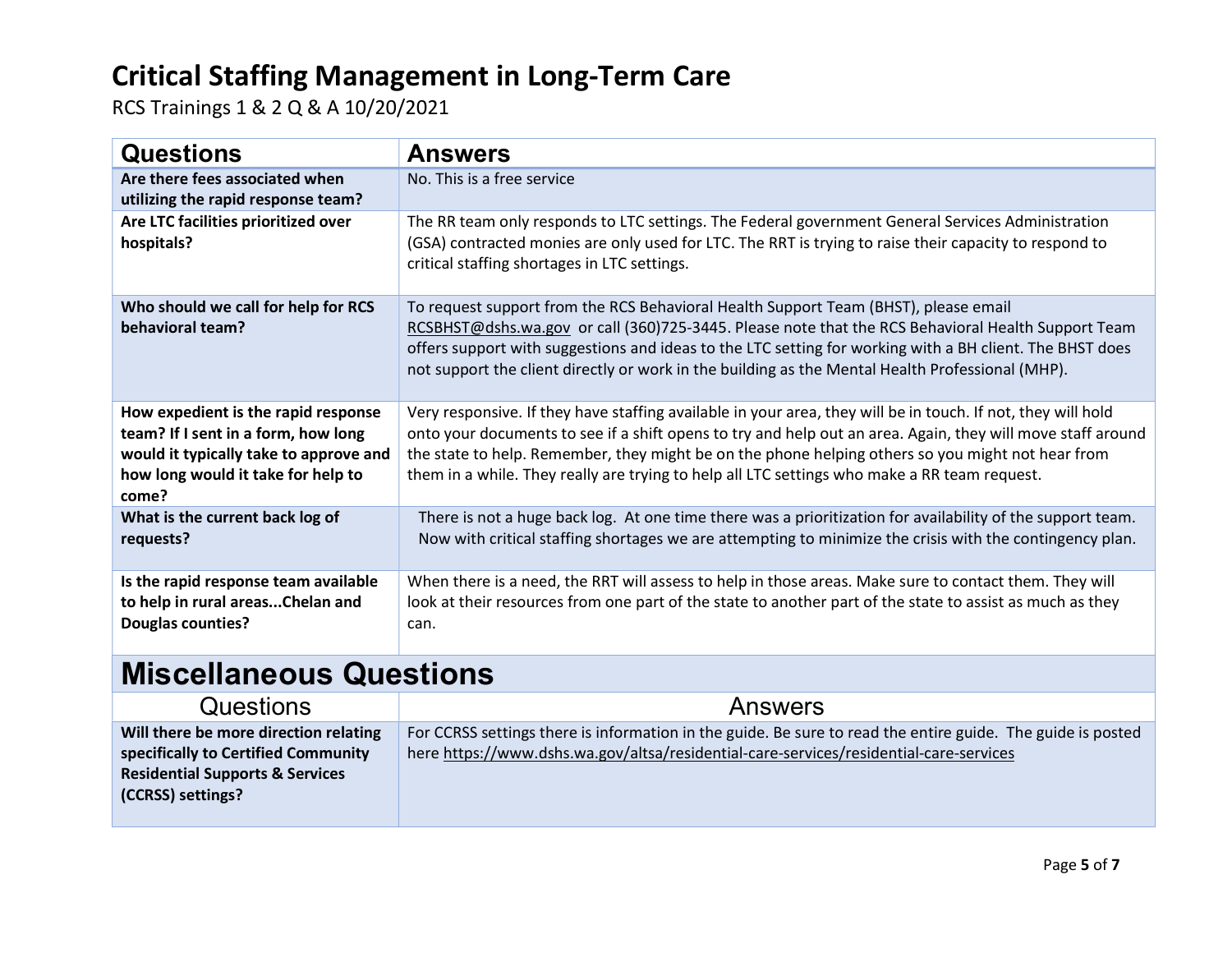# Critical Staffing Management in Long-Term Care

RCS Trainings 1 & 2 Q & A 10/20/2021

| Questions | Answers |
|---|---|
| **Are there fees associated when utilizing the rapid response team?** | No. This is a free service |
| **Are LTC facilities prioritized over hospitals?** | The RR team only responds to LTC settings. The Federal government General Services Administration (GSA) contracted monies are only used for LTC. The RRT is trying to raise their capacity to respond to critical staffing shortages in LTC settings. |
| **Who should we call for help for RCS behavioral team?** | To request support from the RCS Behavioral Health Support Team (BHST), please email RCSBHST@dshs.wa.gov or call (360)725-3445. Please note that the RCS Behavioral Health Support Team offers support with suggestions and ideas to the LTC setting for working with a BH client. The BHST does not support the client directly or work in the building as the Mental Health Professional (MHP). |
| **How expedient is the rapid response team? If I sent in a form, how long would it typically take to approve and how long would it take for help to come?** | Very responsive. If they have staffing available in your area, they will be in touch. If not, they will hold onto your documents to see if a shift opens to try and help out an area. Again, they will move staff around the state to help. Remember, they might be on the phone helping others so you might not hear from them in a while. They really are trying to help all LTC settings who make a RR team request. |
| **What is the current back log of requests?** | There is not a huge back log. At one time there was a prioritization for availability of the support team. Now with critical staffing shortages we are attempting to minimize the crisis with the contingency plan. |
| **Is the rapid response team available to help in rural areas...Chelan and Douglas counties?** | When there is a need, the RRT will assess to help in those areas. Make sure to contact them. They will look at their resources from one part of the state to another part of the state to assist as much as they can. |

## Miscellaneous Questions

| Questions | Answers |
|---|---|
| **Will there be more direction relating specifically to Certified Community Residential Supports & Services (CCRSS) settings?** | For CCRSS settings there is information in the guide. Be sure to read the entire guide. The guide is posted here https://www.dshs.wa.gov/altsa/residential-care-services/residential-care-services |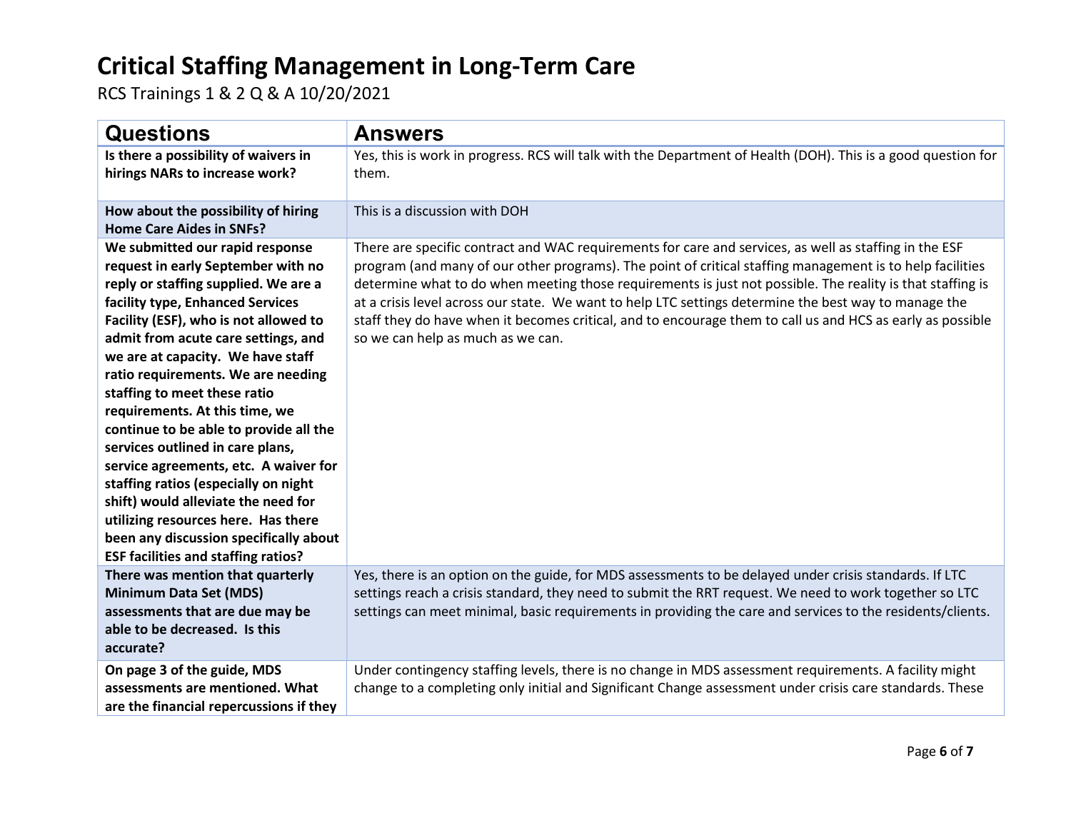# Critical Staffing Management in Long-Term Care

RCS Trainings 1 & 2 Q & A 10/20/2021

| Questions | Answers |
|---|---|
| **Is there a possibility of waivers in hirings NARs to increase work?** | Yes, this is work in progress. RCS will talk with the Department of Health (DOH). This is a good question for them. |
| **How about the possibility of hiring Home Care Aides in SNFs?** | This is a discussion with DOH |
| **We submitted our rapid response request in early September with no reply or staffing supplied. We are a facility type, Enhanced Services Facility (ESF), who is not allowed to admit from acute care settings, and we are at capacity. We have staff ratio requirements. We are needing staffing to meet these ratio requirements. At this time, we continue to be able to provide all the services outlined in care plans, service agreements, etc. A waiver for staffing ratios (especially on night shift) would alleviate the need for utilizing resources here. Has there been any discussion specifically about ESF facilities and staffing ratios?** | There are specific contract and WAC requirements for care and services, as well as staffing in the ESF program (and many of our other programs). The point of critical staffing management is to help facilities determine what to do when meeting those requirements is just not possible. The reality is that staffing is at a crisis level across our state. We want to help LTC settings determine the best way to manage the staff they do have when it becomes critical, and to encourage them to call us and HCS as early as possible so we can help as much as we can. |
| **There was mention that quarterly Minimum Data Set (MDS) assessments that are due may be able to be decreased. Is this accurate?** | Yes, there is an option on the guide, for MDS assessments to be delayed under crisis standards. If LTC settings reach a crisis standard, they need to submit the RRT request. We need to work together so LTC settings can meet minimal, basic requirements in providing the care and services to the residents/clients. |
| **On page 3 of the guide, MDS assessments are mentioned. What are the financial repercussions if they** | Under contingency staffing levels, there is no change in MDS assessment requirements. A facility might change to a completing only initial and Significant Change assessment under crisis care standards. These |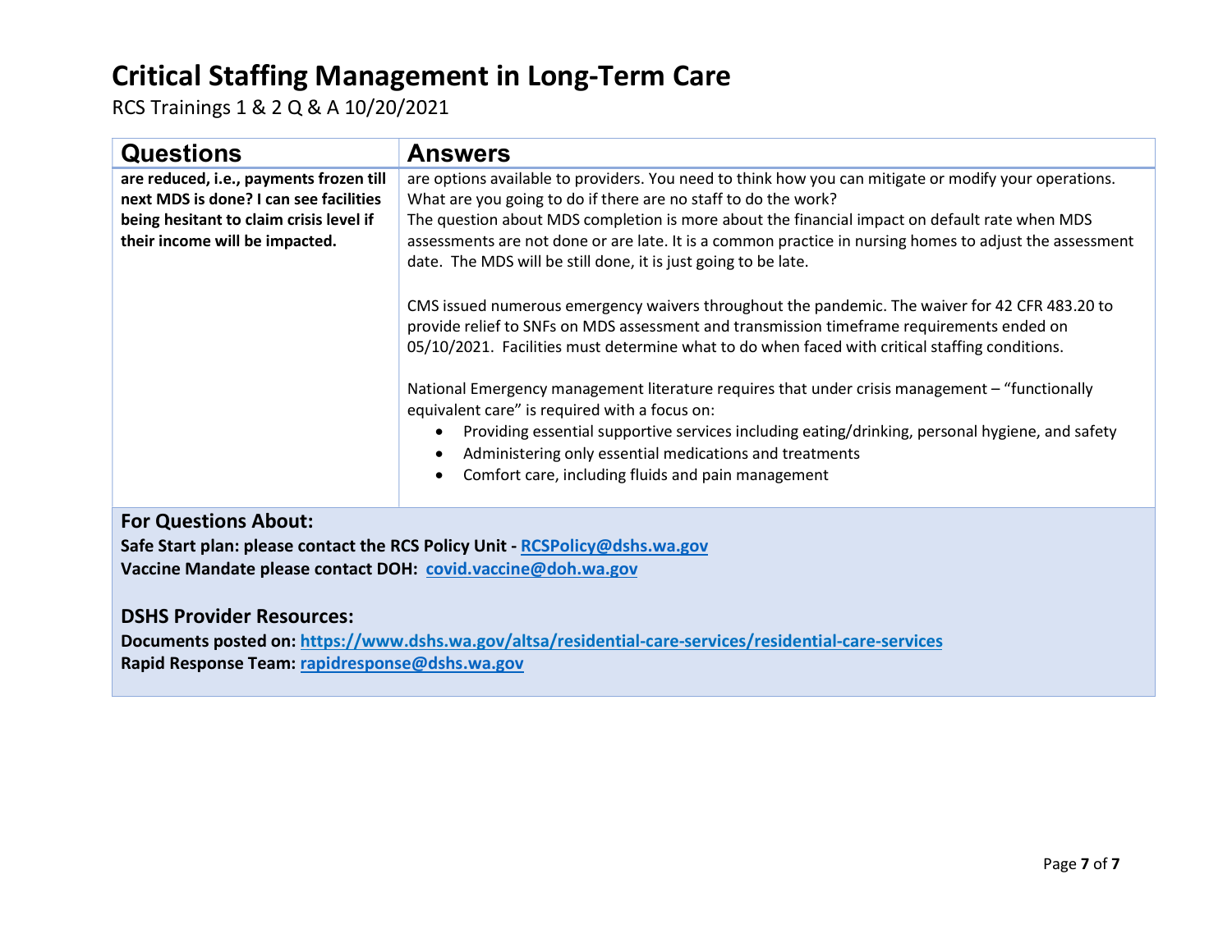# Critical Staffing Management in Long-Term Care

RCS Trainings 1 & 2 Q & A 10/20/2021

| Questions | Answers |
| --- | --- |
| **are reduced, i.e., payments frozen till next MDS is done? I can see facilities being hesitant to claim crisis level if their income will be impacted.** | are options available to providers. You need to think how you can mitigate or modify your operations. What are you going to do if there are no staff to do the work?<br>The question about MDS completion is more about the financial impact on default rate when MDS assessments are not done or are late. It is a common practice in nursing homes to adjust the assessment date. The MDS will be still done, it is just going to be late.<br><br>CMS issued numerous emergency waivers throughout the pandemic. The waiver for 42 CFR 483.20 to provide relief to SNFs on MDS assessment and transmission timeframe requirements ended on 05/10/2021. Facilities must determine what to do when faced with critical staffing conditions.<br><br>National Emergency management literature requires that under crisis management – "functionally equivalent care" is required with a focus on:<br>• Providing essential supportive services including eating/drinking, personal hygiene, and safety<br>• Administering only essential medications and treatments<br>• Comfort care, including fluids and pain management |

### For Questions About:

**Safe Start plan: please contact the RCS Policy Unit - [RCSPolicy@dshs.wa.gov](mailto:RCSPolicy@dshs.wa.gov)**
**Vaccine Mandate please contact DOH: [covid.vaccine@doh.wa.gov](mailto:covid.vaccine@doh.wa.gov)**

### DSHS Provider Resources:

**Documents posted on: [https://www.dshs.wa.gov/altsa/residential-care-services/residential-care-services](https://www.dshs.wa.gov/altsa/residential-care-services/residential-care-services)**
**Rapid Response Team: [rapidresponse@dshs.wa.gov](mailto:rapidresponse@dshs.wa.gov)**